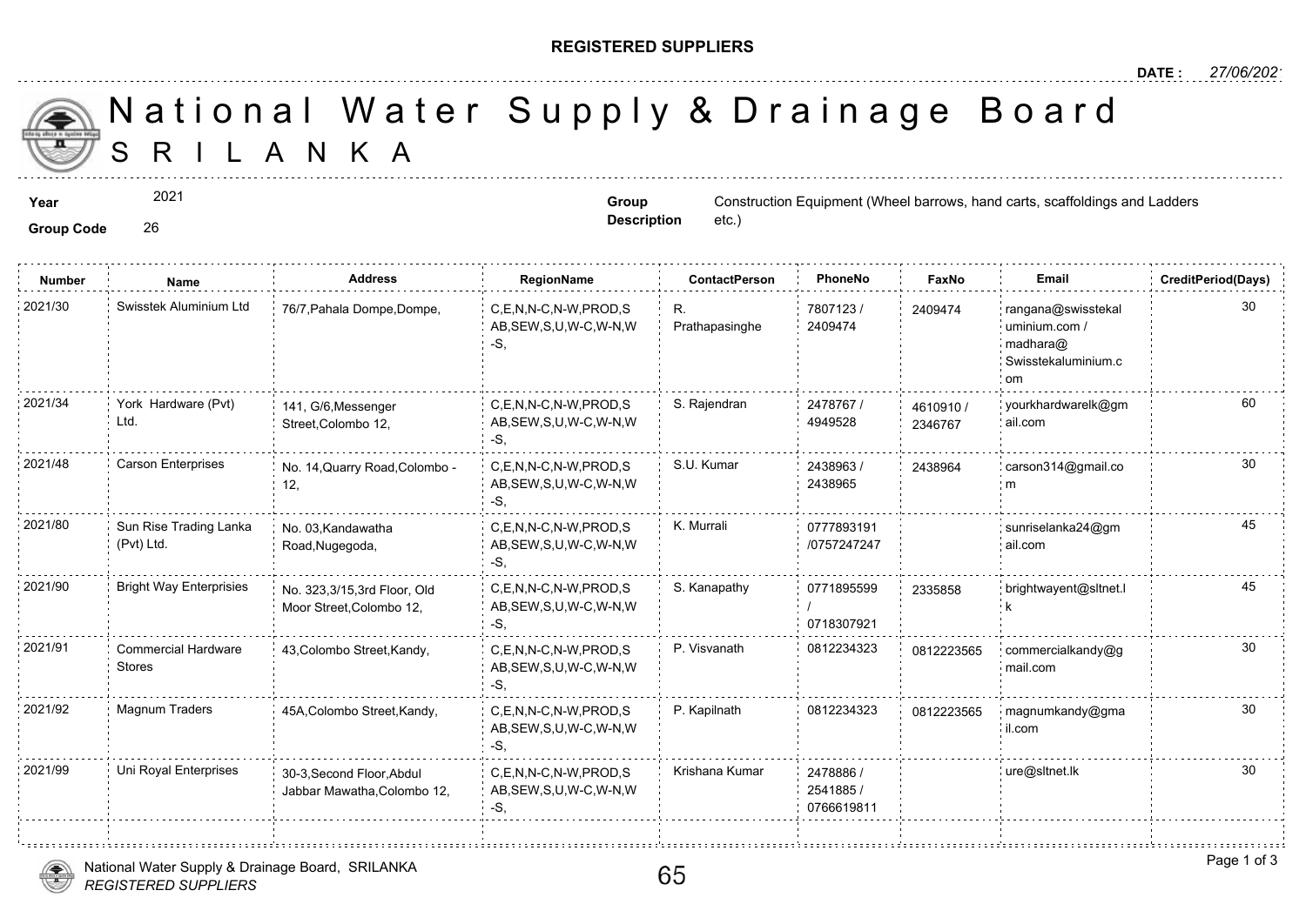**REGISTERED SUPPLIERS**

**DATE :** 27/06/2021

# National Water Supply & Drainage Board
## SRILANKA

**Year** 2021

**Group Code** 26

**Group Description** Construction Equipment (Wheel barrows, hand carts, scaffoldings and Ladders etc.)

| Number | Name | Address | RegionName | ContactPerson | PhoneNo | FaxNo | Email | CreditPeriod(Days) |
|---|---|---|---|---|---|---|---|---|
| 2021/30 | Swisstek Aluminium Ltd | 76/7,Pahala Dompe,Dompe, | C,E,N,N-C,N-W,PROD,SAB,SEW,S,U,W-C,W-N,W-S, | R. Prathapasinghe | 7807123 / 2409474 | 2409474 | rangana@swisstekaluminium.com / madhara@Swisstekaluminium.com | 30 |
| 2021/34 | York Hardware (Pvt) Ltd. | 141, G/6,Messenger Street,Colombo 12, | C,E,N,N-C,N-W,PROD,SAB,SEW,S,U,W-C,W-N,W-S, | S. Rajendran | 2478767 / 4949528 | 4610910 / 2346767 | yourkhardwarelk@gmail.com | 60 |
| 2021/48 | Carson Enterprises | No. 14,Quarry Road,Colombo - 12, | C,E,N,N-C,N-W,PROD,SAB,SEW,S,U,W-C,W-N,W-S, | S.U. Kumar | 2438963 / 2438965 | 2438964 | carson314@gmail.com | 30 |
| 2021/80 | Sun Rise Trading Lanka (Pvt) Ltd. | No. 03,Kandawatha Road,Nugegoda, | C,E,N,N-C,N-W,PROD,SAB,SEW,S,U,W-C,W-N,W-S, | K. Murrali | 0777893191 /0757247247 | | sunriselanka24@gmail.com | 45 |
| 2021/90 | Bright Way Enterprisies | No. 323,3/15,3rd Floor, Old Moor Street,Colombo 12, | C,E,N,N-C,N-W,PROD,SAB,SEW,S,U,W-C,W-N,W-S, | S. Kanapathy | 0771895599 / 0718307921 | 2335858 | brightwayent@sltnet.lk | 45 |
| 2021/91 | Commercial Hardware Stores | 43,Colombo Street,Kandy, | C,E,N,N-C,N-W,PROD,SAB,SEW,S,U,W-C,W-N,W-S, | P. Visvanath | 0812234323 | 0812223565 | commercialkandy@gmail.com | 30 |
| 2021/92 | Magnum Traders | 45A,Colombo Street,Kandy, | C,E,N,N-C,N-W,PROD,SAB,SEW,S,U,W-C,W-N,W-S, | P. Kapilnath | 0812234323 | 0812223565 | magnumkandy@gmail.com | 30 |
| 2021/99 | Uni Royal Enterprises | 30-3,Second Floor,Abdul Jabbar Mawatha,Colombo 12, | C,E,N,N-C,N-W,PROD,SAB,SEW,S,U,W-C,W-N,W-S, | Krishana Kumar | 2478886 / 2541885 / 0766619811 | | ure@sltnet.lk | 30 |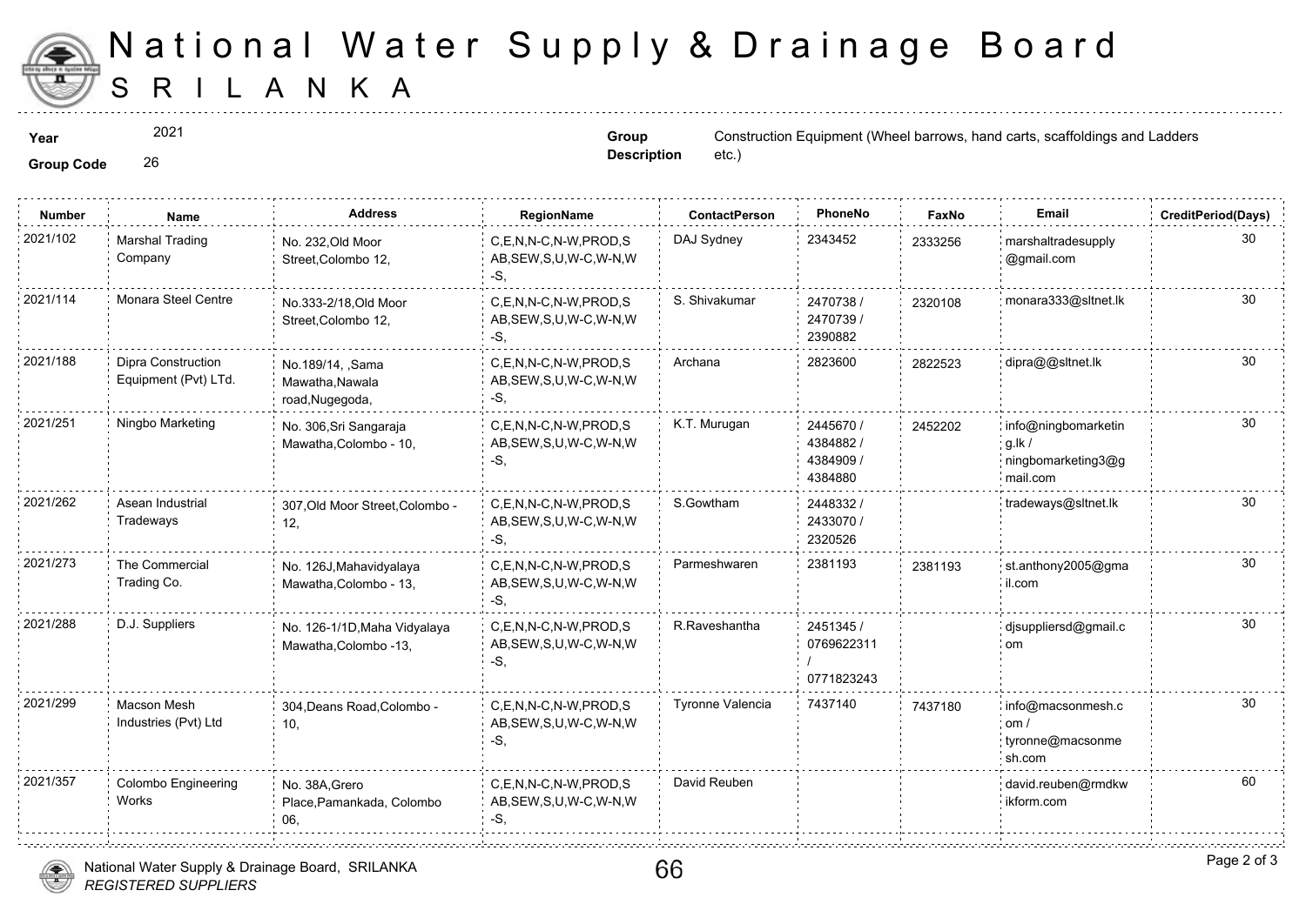# National Water Supply & Drainage Board
## SRILANKA

**Year** 2021

**Group Code** 26

**Group Description** Construction Equipment (Wheel barrows, hand carts, scaffoldings and Ladders etc.)

| Number | Name | Address | RegionName | ContactPerson | PhoneNo | FaxNo | Email | CreditPeriod(Days) |
|---|---|---|---|---|---|---|---|---|
| 2021/102 | Marshal Trading Company | No. 232,Old Moor Street,Colombo 12, | C,E,N,N-C,N-W,PROD,SAB,SEW,S,U,W-C,W-N,W-S, | DAJ Sydney | 2343452 | 2333256 | marshaltradesupply@gmail.com | 30 |
| 2021/114 | Monara Steel Centre | No.333-2/18,Old Moor Street,Colombo 12, | C,E,N,N-C,N-W,PROD,SAB,SEW,S,U,W-C,W-N,W-S, | S. Shivakumar | 2470738 / 2470739 / 2390882 | 2320108 | monara333@sltnet.lk | 30 |
| 2021/188 | Dipra Construction Equipment (Pvt) LTd. | No.189/14, ,Sama Mawatha,Nawala road,Nugegoda, | C,E,N,N-C,N-W,PROD,SAB,SEW,S,U,W-C,W-N,W-S, | Archana | 2823600 | 2822523 | dipra@@sltnet.lk | 30 |
| 2021/251 | Ningbo Marketing | No. 306,Sri Sangaraja Mawatha,Colombo - 10, | C,E,N,N-C,N-W,PROD,SAB,SEW,S,U,W-C,W-N,W-S, | K.T. Murugan | 2445670 / 4384882 / 4384909 / 4384880 | 2452202 | info@ningbomarketing.lk / ningbomarketing3@gmail.com | 30 |
| 2021/262 | Asean Industrial Tradeways | 307,Old Moor Street,Colombo - 12, | C,E,N,N-C,N-W,PROD,SAB,SEW,S,U,W-C,W-N,W-S, | S.Gowtham | 2448332 / 2433070 / 2320526 | | tradeways@sltnet.lk | 30 |
| 2021/273 | The Commercial Trading Co. | No. 126J,Mahavidyalaya Mawatha,Colombo - 13, | C,E,N,N-C,N-W,PROD,SAB,SEW,S,U,W-C,W-N,W-S, | Parmeshwaren | 2381193 | 2381193 | st.anthony2005@gmail.com | 30 |
| 2021/288 | D.J. Suppliers | No. 126-1/1D,Maha Vidyalaya Mawatha,Colombo -13, | C,E,N,N-C,N-W,PROD,SAB,SEW,S,U,W-C,W-N,W-S, | R.Raveshantha | 2451345 / 0769622311 / 0771823243 | | djsuppliersd@gmail.com | 30 |
| 2021/299 | Macson Mesh Industries (Pvt) Ltd | 304,Deans Road,Colombo - 10, | C,E,N,N-C,N-W,PROD,SAB,SEW,S,U,W-C,W-N,W-S, | Tyronne Valencia | 7437140 | 7437180 | info@macsonmesh.com / tyronne@macsonmesh.com | 30 |
| 2021/357 | Colombo Engineering Works | No. 38A,Grero Place,Pamankada, Colombo 06, | C,E,N,N-C,N-W,PROD,SAB,SEW,S,U,W-C,W-N,W-S, | David Reuben | | | david.reuben@rmdkwikform.com | 60 |

National Water Supply & Drainage Board, SRILANKA
*REGISTERED SUPPLIERS*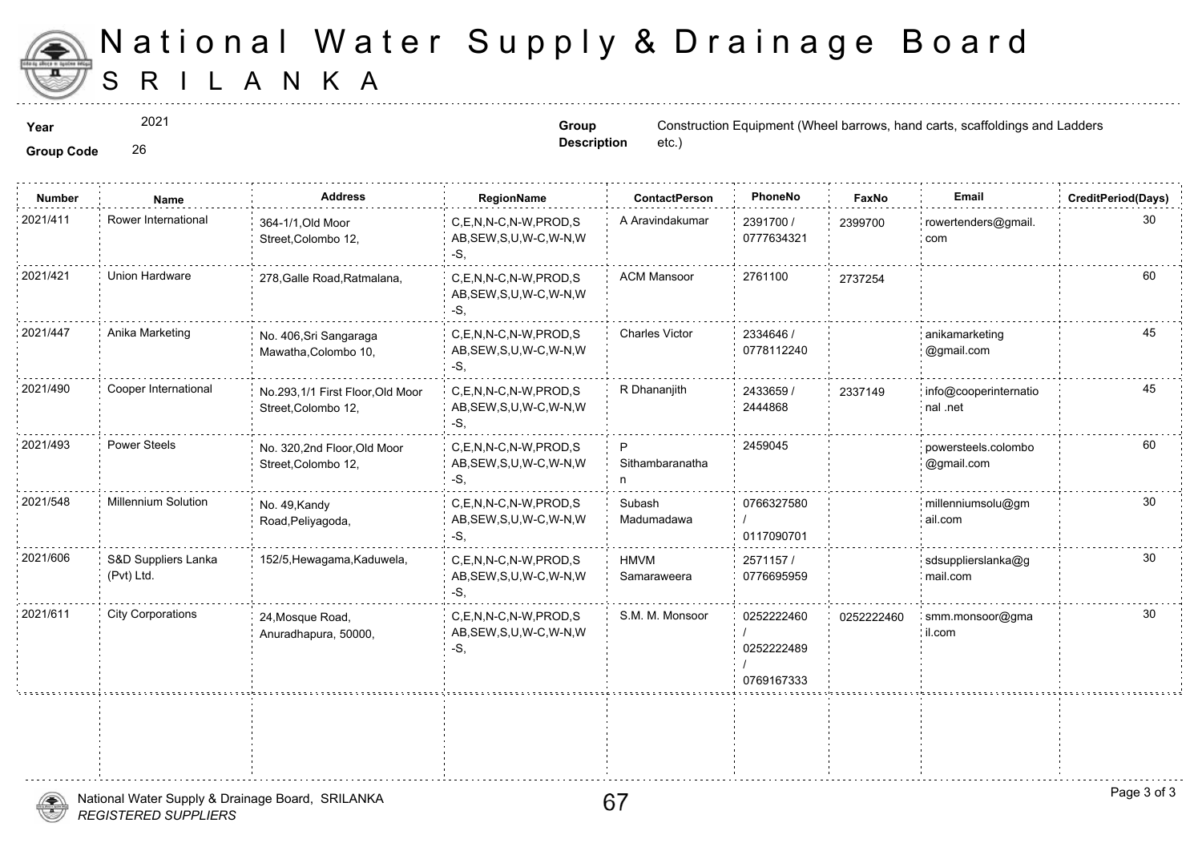# National Water Supply & Drainage Board

# SRILANKA

**Year** 2021

**Group Code** 26

**Group Description** Construction Equipment (Wheel barrows, hand carts, scaffoldings and Ladders etc.)

| Number | Name | Address | RegionName | ContactPerson | PhoneNo | FaxNo | Email | CreditPeriod(Days) |
|---|---|---|---|---|---|---|---|---|
| 2021/411 | Rower International | 364-1/1,Old Moor Street,Colombo 12, | C,E,N,N-C,N-W,PROD,SAB,SEW,S,U,W-C,W-N,W-S, | A Aravindakumar | 2391700 / 0777634321 | 2399700 | rowertenders@gmail.com | 30 |
| 2021/421 | Union Hardware | 278,Galle Road,Ratmalana, | C,E,N,N-C,N-W,PROD,SAB,SEW,S,U,W-C,W-N,W-S, | ACM Mansoor | 2761100 | 2737254 | | 60 |
| 2021/447 | Anika Marketing | No. 406,Sri Sangaraga Mawatha,Colombo 10, | C,E,N,N-C,N-W,PROD,SAB,SEW,S,U,W-C,W-N,W-S, | Charles Victor | 2334646 / 0778112240 | | anikamarketing@gmail.com | 45 |
| 2021/490 | Cooper International | No.293,1/1 First Floor,Old Moor Street,Colombo 12, | C,E,N,N-C,N-W,PROD,SAB,SEW,S,U,W-C,W-N,W-S, | R Dhananjith | 2433659 / 2444868 | 2337149 | info@cooperinternatio nal .net | 45 |
| 2021/493 | Power Steels | No. 320,2nd Floor,Old Moor Street,Colombo 12, | C,E,N,N-C,N-W,PROD,SAB,SEW,S,U,W-C,W-N,W-S, | P Sithambaranathan | 2459045 | | powersteels.colombo@gmail.com | 60 |
| 2021/548 | Millennium Solution | No. 49,Kandy Road,Peliyagoda, | C,E,N,N-C,N-W,PROD,SAB,SEW,S,U,W-C,W-N,W-S, | Subash Madumadawa | 0766327580 / 0117090701 | | millenniumsolu@gmail.com | 30 |
| 2021/606 | S&D Suppliers Lanka (Pvt) Ltd. | 152/5,Hewagama,Kaduwela, | C,E,N,N-C,N-W,PROD,SAB,SEW,S,U,W-C,W-N,W-S, | HMVM Samaraweera | 2571157 / 0776695959 | | sdsupplierslanka@gmail.com | 30 |
| 2021/611 | City Corporations | 24,Mosque Road, Anuradhapura, 50000, | C,E,N,N-C,N-W,PROD,SAB,SEW,S,U,W-C,W-N,W-S, | S.M. M. Monsoor | 0252222460 / 0252222489 / 0769167333 | 0252222460 | smm.monsoor@gmail.com | 30 |

National Water Supply & Drainage Board, SRILANKA
*REGISTERED SUPPLIERS*